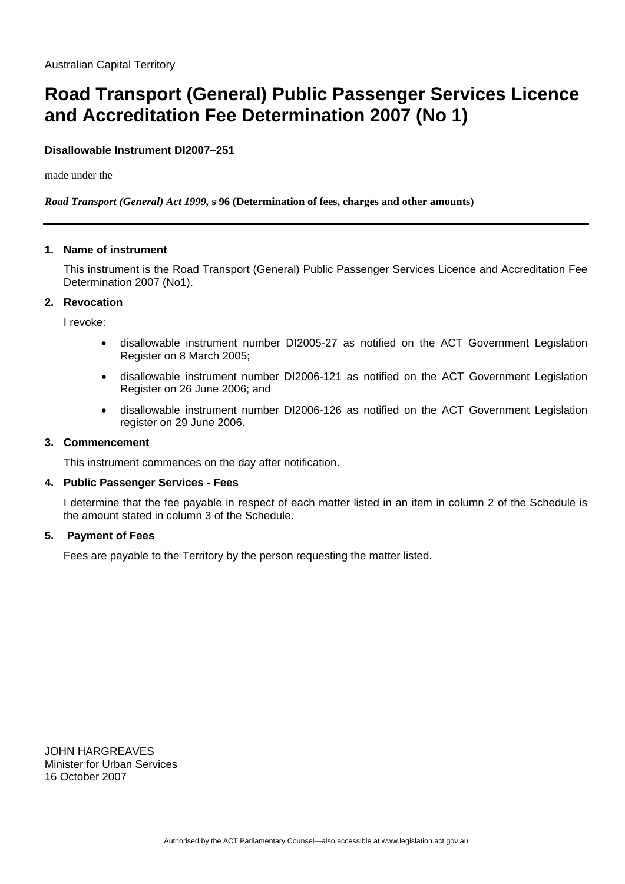Australian Capital Territory

# Road Transport (General) Public Passenger Services Licence and Accreditation Fee Determination 2007 (No 1)

**Disallowable Instrument DI2007–251**

made under the

***Road Transport (General) Act 1999,* s 96 (Determination of fees, charges and other amounts)**

---

### 1. Name of instrument

This instrument is the Road Transport (General) Public Passenger Services Licence and Accreditation Fee Determination 2007 (No1).

### 2. Revocation

I revoke:

- disallowable instrument number DI2005-27 as notified on the ACT Government Legislation Register on 8 March 2005;
- disallowable instrument number DI2006-121 as notified on the ACT Government Legislation Register on 26 June 2006; and
- disallowable instrument number DI2006-126 as notified on the ACT Government Legislation register on 29 June 2006.

### 3. Commencement

This instrument commences on the day after notification.

### 4. Public Passenger Services - Fees

I determine that the fee payable in respect of each matter listed in an item in column 2 of the Schedule is the amount stated in column 3 of the Schedule.

### 5. Payment of Fees

Fees are payable to the Territory by the person requesting the matter listed.

JOHN HARGREAVES
Minister for Urban Services
16 October 2007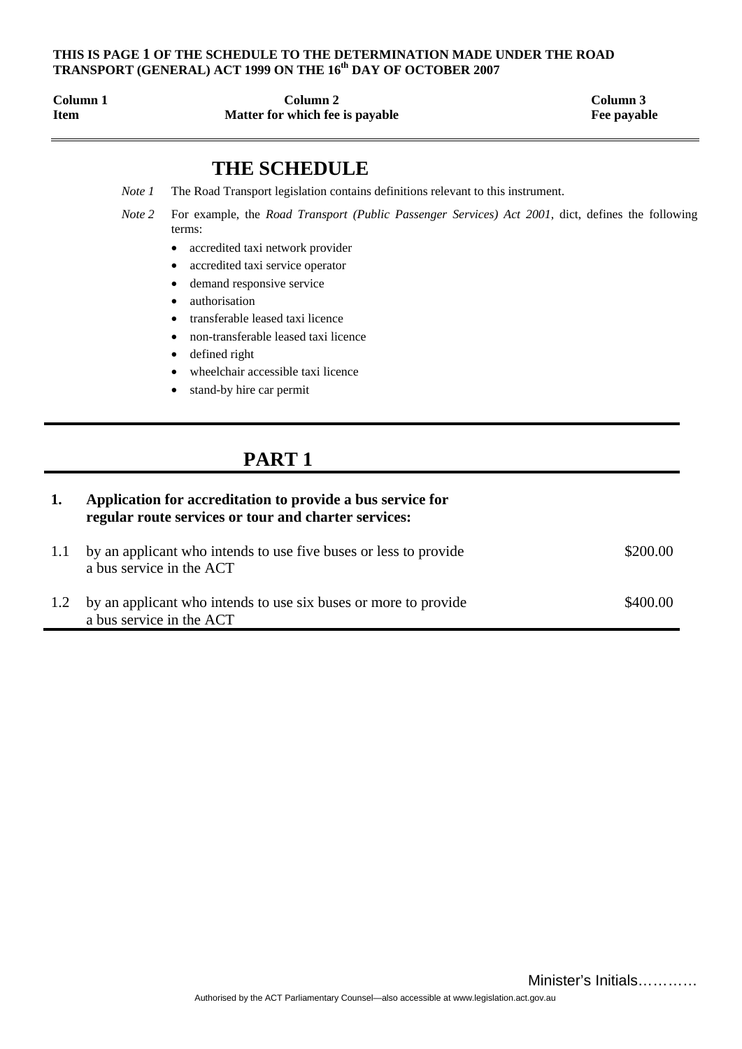**THIS IS PAGE 1 OF THE SCHEDULE TO THE DETERMINATION MADE UNDER THE ROAD TRANSPORT (GENERAL) ACT 1999 ON THE 16th DAY OF OCTOBER 2007**

| Column 1<br>Item | Column 2<br>Matter for which fee is payable | Column 3<br>Fee payable |
|---|---|---|

# THE SCHEDULE

*Note 1* The Road Transport legislation contains definitions relevant to this instrument.

*Note 2* For example, the *Road Transport (Public Passenger Services) Act 2001*, dict, defines the following terms:

- accredited taxi network provider
- accredited taxi service operator
- demand responsive service
- authorisation
- transferable leased taxi licence
- non-transferable leased taxi licence
- defined right
- wheelchair accessible taxi licence
- stand-by hire car permit

## PART 1

| | | |
|---|---|---|
| **1.** | **Application for accreditation to provide a bus service for regular route services or tour and charter services:** | |
| 1.1 | by an applicant who intends to use five buses or less to provide a bus service in the ACT | $200.00 |
| 1.2 | by an applicant who intends to use six buses or more to provide a bus service in the ACT | $400.00 |

Minister's Initials…………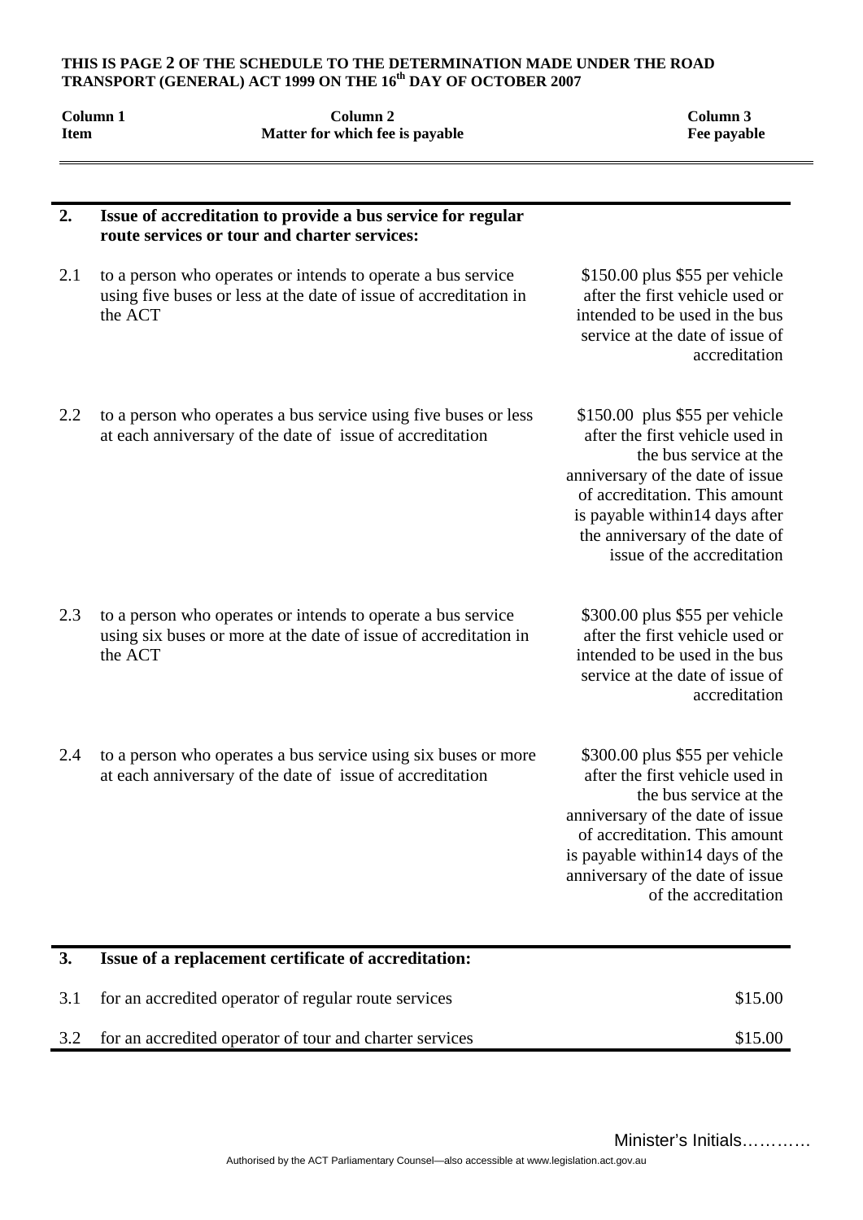**THIS IS PAGE 2 OF THE SCHEDULE TO THE DETERMINATION MADE UNDER THE ROAD TRANSPORT (GENERAL) ACT 1999 ON THE 16th DAY OF OCTOBER 2007**

| Column 1<br>Item | Column 2<br>Matter for which fee is payable | Column 3<br>Fee payable |
|---|---|---|
| **2.** | **Issue of accreditation to provide a bus service for regular route services or tour and charter services:** | |
| 2.1 | to a person who operates or intends to operate a bus service using five buses or less at the date of issue of accreditation in the ACT | $150.00 plus $55 per vehicle after the first vehicle used or intended to be used in the bus service at the date of issue of accreditation |
| 2.2 | to a person who operates a bus service using five buses or less at each anniversary of the date of issue of accreditation | $150.00 plus $55 per vehicle after the first vehicle used in the bus service at the anniversary of the date of issue of accreditation. This amount is payable within14 days after the anniversary of the date of issue of the accreditation |
| 2.3 | to a person who operates or intends to operate a bus service using six buses or more at the date of issue of accreditation in the ACT | $300.00 plus $55 per vehicle after the first vehicle used or intended to be used in the bus service at the date of issue of accreditation |
| 2.4 | to a person who operates a bus service using six buses or more at each anniversary of the date of issue of accreditation | $300.00 plus $55 per vehicle after the first vehicle used in the bus service at the anniversary of the date of issue of accreditation. This amount is payable within14 days of the anniversary of the date of issue of the accreditation |
| **3.** | **Issue of a replacement certificate of accreditation:** | |
| 3.1 | for an accredited operator of regular route services | $15.00 |
| 3.2 | for an accredited operator of tour and charter services | $15.00 |

Minister's Initials…………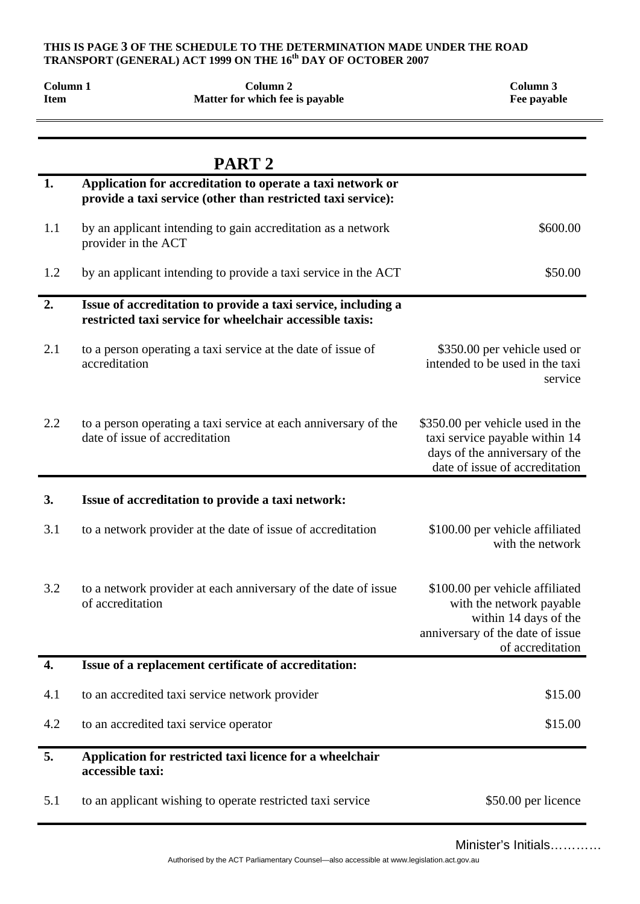**THIS IS PAGE 3 OF THE SCHEDULE TO THE DETERMINATION MADE UNDER THE ROAD TRANSPORT (GENERAL) ACT 1999 ON THE 16th DAY OF OCTOBER 2007**

| Column 1<br>Item | Column 2<br>Matter for which fee is payable | Column 3<br>Fee payable |
|---|---|---|
| | **PART 2** | |
| **1.** | **Application for accreditation to operate a taxi network or provide a taxi service (other than restricted taxi service):** | |
| 1.1 | by an applicant intending to gain accreditation as a network provider in the ACT | $600.00 |
| 1.2 | by an applicant intending to provide a taxi service in the ACT | $50.00 |
| **2.** | **Issue of accreditation to provide a taxi service, including a restricted taxi service for wheelchair accessible taxis:** | |
| 2.1 | to a person operating a taxi service at the date of issue of accreditation | $350.00 per vehicle used or intended to be used in the taxi service |
| 2.2 | to a person operating a taxi service at each anniversary of the date of issue of accreditation | $350.00 per vehicle used in the taxi service payable within 14 days of the anniversary of the date of issue of accreditation |
| **3.** | **Issue of accreditation to provide a taxi network:** | |
| 3.1 | to a network provider at the date of issue of accreditation | $100.00 per vehicle affiliated with the network |
| 3.2 | to a network provider at each anniversary of the date of issue of accreditation | $100.00 per vehicle affiliated with the network payable within 14 days of the anniversary of the date of issue of accreditation |
| **4.** | **Issue of a replacement certificate of accreditation:** | |
| 4.1 | to an accredited taxi service network provider | $15.00 |
| 4.2 | to an accredited taxi service operator | $15.00 |
| **5.** | **Application for restricted taxi licence for a wheelchair accessible taxi:** | |
| 5.1 | to an applicant wishing to operate restricted taxi service | $50.00 per licence |

Minister's Initials…………

Authorised by the ACT Parliamentary Counsel—also accessible at www.legislation.act.gov.au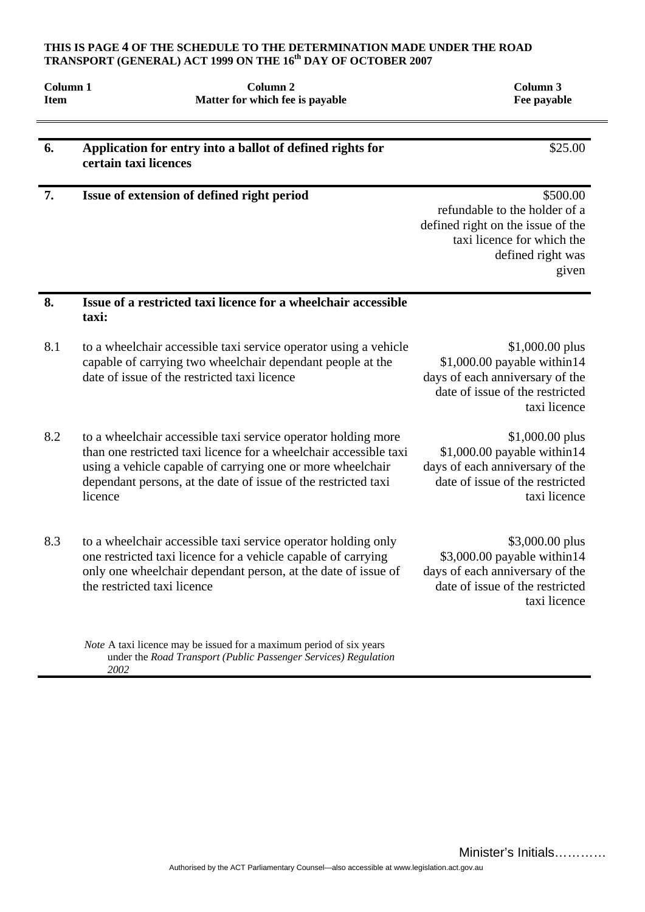**THIS IS PAGE 4 OF THE SCHEDULE TO THE DETERMINATION MADE UNDER THE ROAD TRANSPORT (GENERAL) ACT 1999 ON THE 16th DAY OF OCTOBER 2007**

| Column 1<br>Item | Column 2<br>Matter for which fee is payable | Column 3<br>Fee payable |
|---|---|---|
| **6.** | **Application for entry into a ballot of defined rights for certain taxi licences** | $25.00 |
| **7.** | **Issue of extension of defined right period** | $500.00 refundable to the holder of a defined right on the issue of the taxi licence for which the defined right was given |
| **8.** | **Issue of a restricted taxi licence for a wheelchair accessible taxi:** | |
| 8.1 | to a wheelchair accessible taxi service operator using a vehicle capable of carrying two wheelchair dependant people at the date of issue of the restricted taxi licence | $1,000.00 plus $1,000.00 payable within14 days of each anniversary of the date of issue of the restricted taxi licence |
| 8.2 | to a wheelchair accessible taxi service operator holding more than one restricted taxi licence for a wheelchair accessible taxi using a vehicle capable of carrying one or more wheelchair dependant persons, at the date of issue of the restricted taxi licence | $1,000.00 plus $1,000.00 payable within14 days of each anniversary of the date of issue of the restricted taxi licence |
| 8.3 | to a wheelchair accessible taxi service operator holding only one restricted taxi licence for a vehicle capable of carrying only one wheelchair dependant person, at the date of issue of the restricted taxi licence | $3,000.00 plus $3,000.00 payable within14 days of each anniversary of the date of issue of the restricted taxi licence |

*Note* A taxi licence may be issued for a maximum period of six years under the *Road Transport (Public Passenger Services) Regulation 2002*

Minister's Initials…………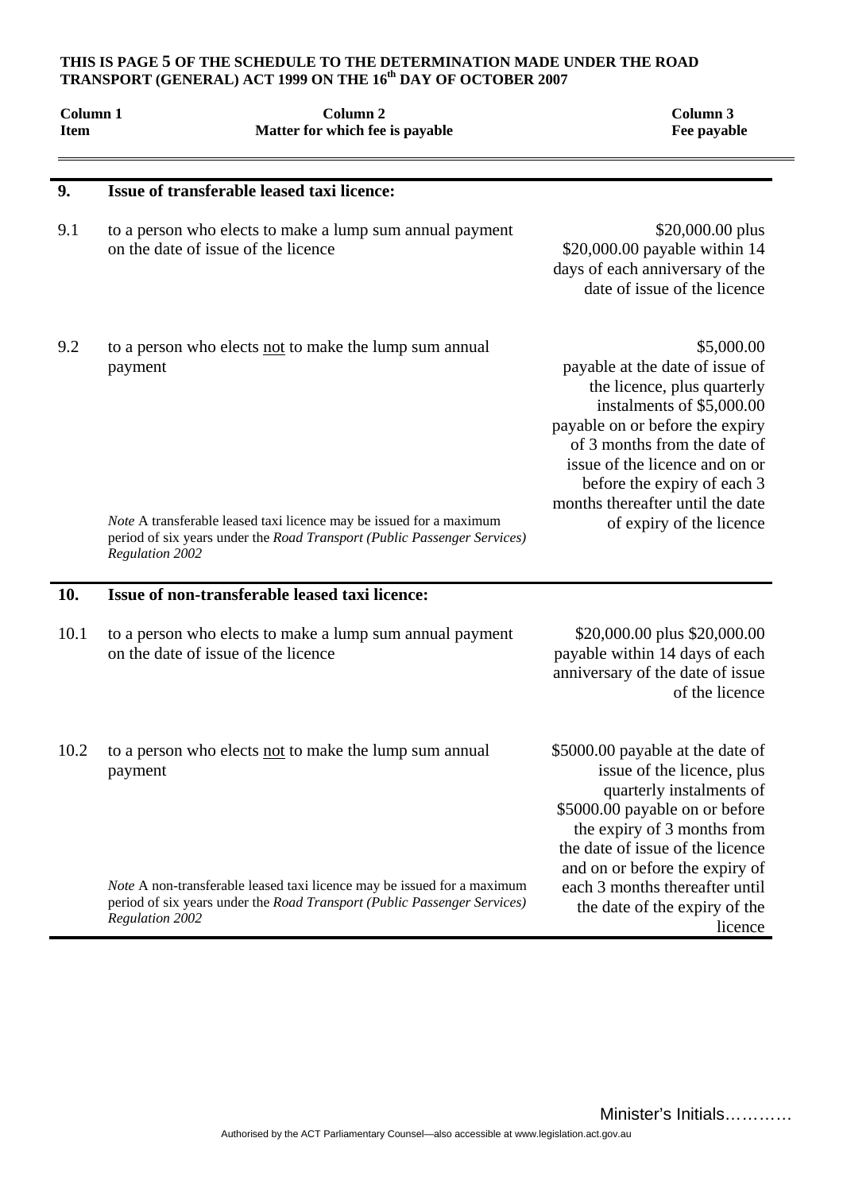**THIS IS PAGE 5 OF THE SCHEDULE TO THE DETERMINATION MADE UNDER THE ROAD TRANSPORT (GENERAL) ACT 1999 ON THE 16th DAY OF OCTOBER 2007**

| Column 1<br>Item | Column 2<br>Matter for which fee is payable | Column 3<br>Fee payable |
|---|---|---|
| **9.** | **Issue of transferable leased taxi licence:** | |
| 9.1 | to a person who elects to make a lump sum annual payment on the date of issue of the licence | \$20,000.00 plus \$20,000.00 payable within 14 days of each anniversary of the date of issue of the licence |
| 9.2 | to a person who elects <u>not</u> to make the lump sum annual payment<br><br>*Note* A transferable leased taxi licence may be issued for a maximum period of six years under the *Road Transport (Public Passenger Services) Regulation 2002* | \$5,000.00 payable at the date of issue of the licence, plus quarterly instalments of \$5,000.00 payable on or before the expiry of 3 months from the date of issue of the licence and on or before the expiry of each 3 months thereafter until the date of expiry of the licence |
| **10.** | **Issue of non-transferable leased taxi licence:** | |
| 10.1 | to a person who elects to make a lump sum annual payment on the date of issue of the licence | \$20,000.00 plus \$20,000.00 payable within 14 days of each anniversary of the date of issue of the licence |
| 10.2 | to a person who elects <u>not</u> to make the lump sum annual payment<br><br>*Note* A non-transferable leased taxi licence may be issued for a maximum period of six years under the *Road Transport (Public Passenger Services) Regulation 2002* | \$5000.00 payable at the date of issue of the licence, plus quarterly instalments of \$5000.00 payable on or before the expiry of 3 months from the date of issue of the licence and on or before the expiry of each 3 months thereafter until the date of the expiry of the licence |

Minister's Initials…………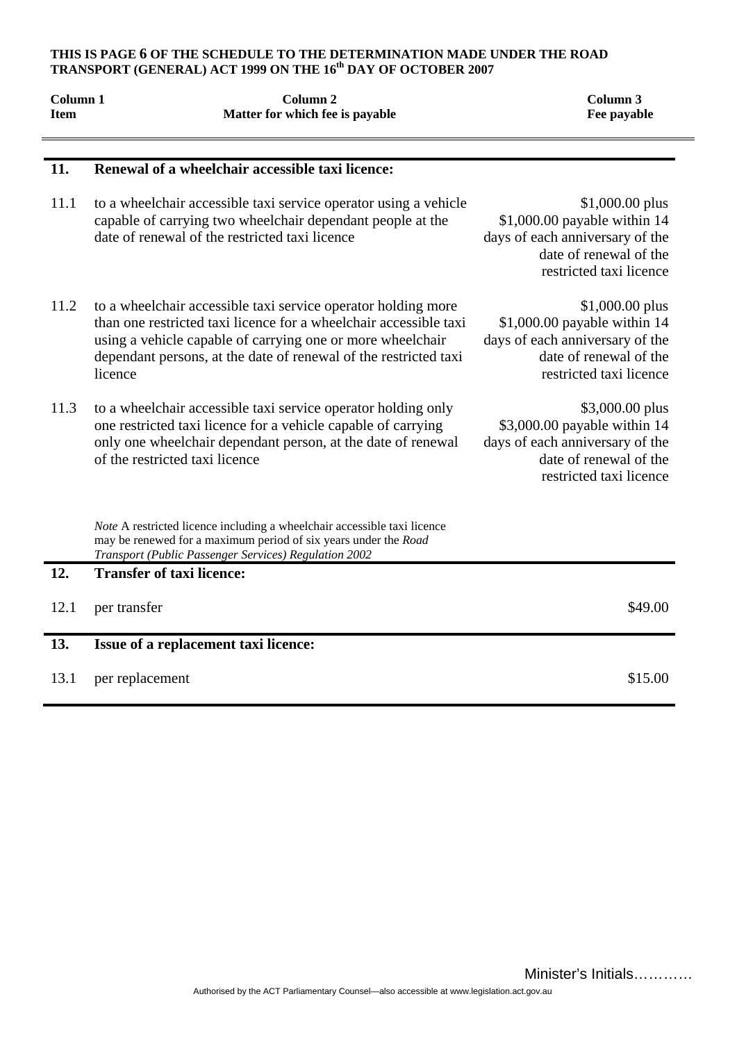**THIS IS PAGE 6 OF THE SCHEDULE TO THE DETERMINATION MADE UNDER THE ROAD TRANSPORT (GENERAL) ACT 1999 ON THE 16th DAY OF OCTOBER 2007**

| Column 1<br>Item | Column 2<br>Matter for which fee is payable | Column 3<br>Fee payable |
|---|---|---|
| **11.** | **Renewal of a wheelchair accessible taxi licence:** | |
| 11.1 | to a wheelchair accessible taxi service operator using a vehicle capable of carrying two wheelchair dependant people at the date of renewal of the restricted taxi licence | $1,000.00 plus $1,000.00 payable within 14 days of each anniversary of the date of renewal of the restricted taxi licence |
| 11.2 | to a wheelchair accessible taxi service operator holding more than one restricted taxi licence for a wheelchair accessible taxi using a vehicle capable of carrying one or more wheelchair dependant persons, at the date of renewal of the restricted taxi licence | $1,000.00 plus $1,000.00 payable within 14 days of each anniversary of the date of renewal of the restricted taxi licence |
| 11.3 | to a wheelchair accessible taxi service operator holding only one restricted taxi licence for a vehicle capable of carrying only one wheelchair dependant person, at the date of renewal of the restricted taxi licence | $3,000.00 plus $3,000.00 payable within 14 days of each anniversary of the date of renewal of the restricted taxi licence |
| | *Note* A restricted licence including a wheelchair accessible taxi licence may be renewed for a maximum period of six years under the *Road Transport (Public Passenger Services) Regulation 2002* | |
| **12.** | **Transfer of taxi licence:** | |
| 12.1 | per transfer | $49.00 |
| **13.** | **Issue of a replacement taxi licence:** | |
| 13.1 | per replacement | $15.00 |

Minister's Initials…………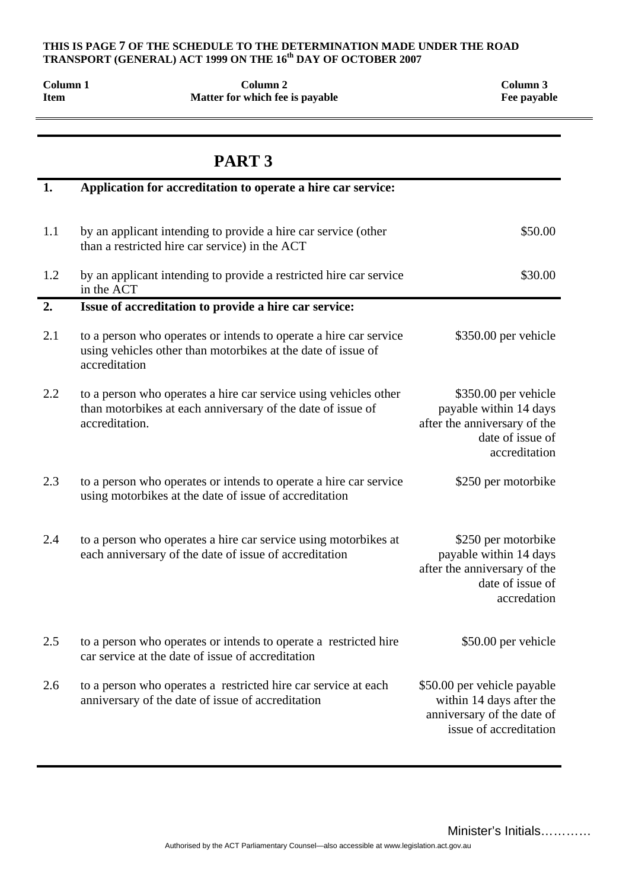**THIS IS PAGE 7 OF THE SCHEDULE TO THE DETERMINATION MADE UNDER THE ROAD TRANSPORT (GENERAL) ACT 1999 ON THE 16th DAY OF OCTOBER 2007**

| Column 1<br>Item | Column 2<br>Matter for which fee is payable | Column 3<br>Fee payable |
|---|---|---|

# PART 3

| | | |
|---|---|---|
| **1.** | **Application for accreditation to operate a hire car service:** | |
| 1.1 | by an applicant intending to provide a hire car service (other than a restricted hire car service) in the ACT | $50.00 |
| 1.2 | by an applicant intending to provide a restricted hire car service in the ACT | $30.00 |
| **2.** | **Issue of accreditation to provide a hire car service:** | |
| 2.1 | to a person who operates or intends to operate a hire car service using vehicles other than motorbikes at the date of issue of accreditation | $350.00 per vehicle |
| 2.2 | to a person who operates a hire car service using vehicles other than motorbikes at each anniversary of the date of issue of accreditation. | $350.00 per vehicle payable within 14 days after the anniversary of the date of issue of accreditation |
| 2.3 | to a person who operates or intends to operate a hire car service using motorbikes at the date of issue of accreditation | $250 per motorbike |
| 2.4 | to a person who operates a hire car service using motorbikes at each anniversary of the date of issue of accreditation | $250 per motorbike payable within 14 days after the anniversary of the date of issue of accredation |
| 2.5 | to a person who operates or intends to operate a restricted hire car service at the date of issue of accreditation | $50.00 per vehicle |
| 2.6 | to a person who operates a restricted hire car service at each anniversary of the date of issue of accreditation | $50.00 per vehicle payable within 14 days after the anniversary of the date of issue of accreditation |

Minister's Initials…………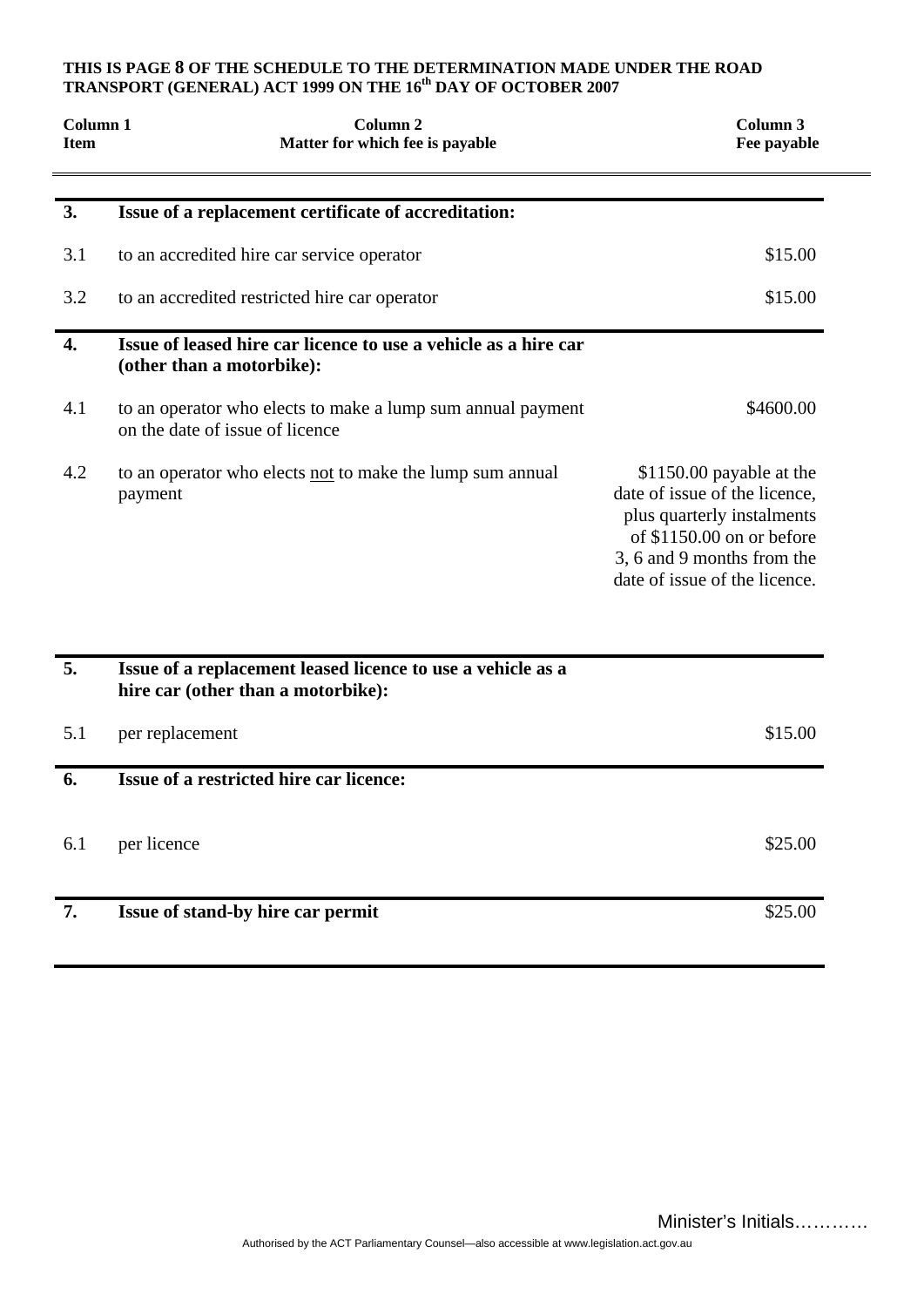**THIS IS PAGE 8 OF THE SCHEDULE TO THE DETERMINATION MADE UNDER THE ROAD TRANSPORT (GENERAL) ACT 1999 ON THE 16th DAY OF OCTOBER 2007**

| Column 1<br>Item | Column 2<br>Matter for which fee is payable | Column 3<br>Fee payable |
|---|---|---|
| **3.** | **Issue of a replacement certificate of accreditation:** | |
| 3.1 | to an accredited hire car service operator | $15.00 |
| 3.2 | to an accredited restricted hire car operator | $15.00 |
| **4.** | **Issue of leased hire car licence to use a vehicle as a hire car (other than a motorbike):** | |
| 4.1 | to an operator who elects to make a lump sum annual payment on the date of issue of licence | $4600.00 |
| 4.2 | to an operator who elects not to make the lump sum annual payment | $1150.00 payable at the date of issue of the licence, plus quarterly instalments of $1150.00 on or before 3, 6 and 9 months from the date of issue of the licence. |
| **5.** | **Issue of a replacement leased licence to use a vehicle as a hire car (other than a motorbike):** | |
| 5.1 | per replacement | $15.00 |
| **6.** | **Issue of a restricted hire car licence:** | |
| 6.1 | per licence | $25.00 |
| **7.** | **Issue of stand-by hire car permit** | $25.00 |

Minister's Initials…………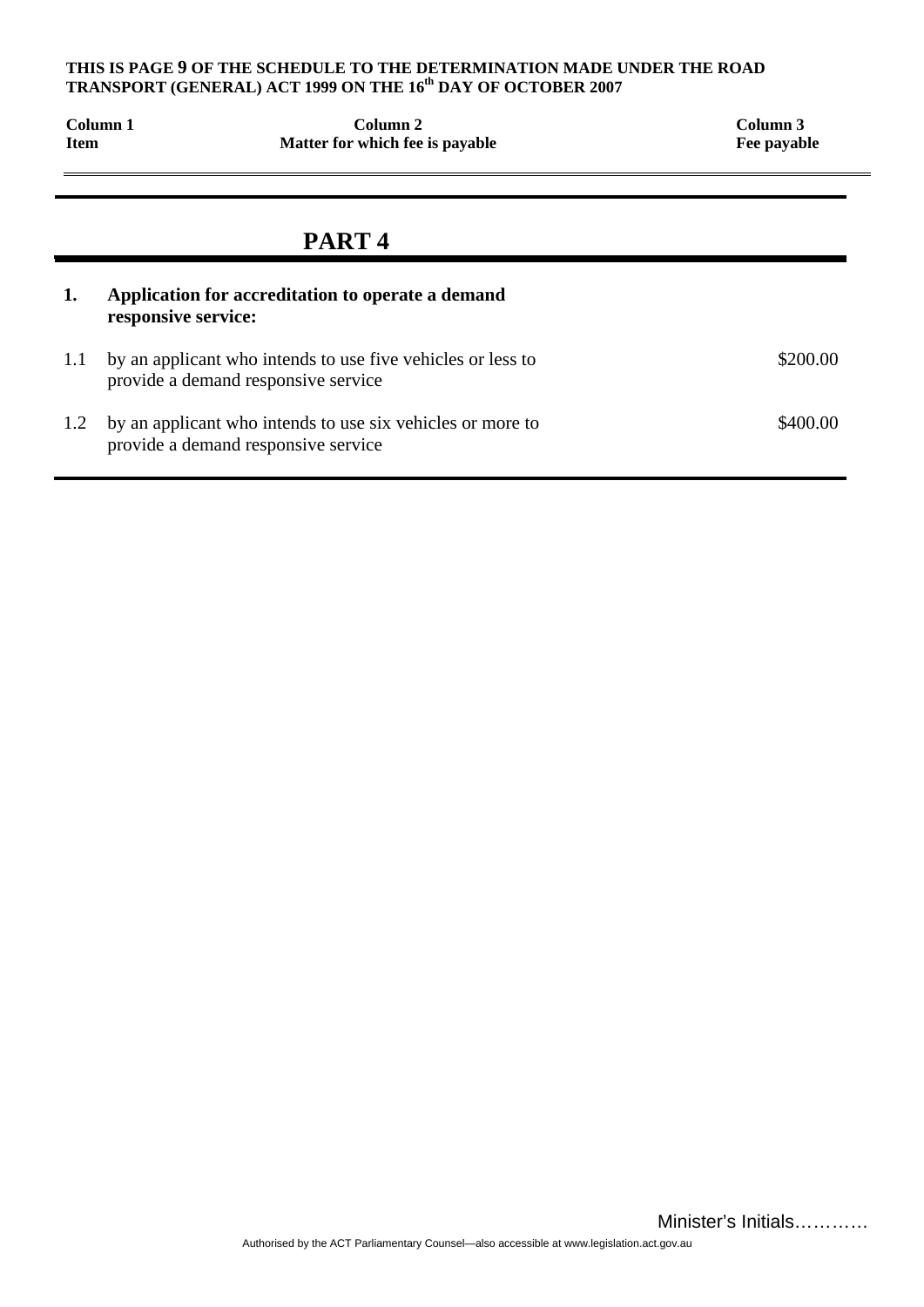| Column 1 Item | Column 2 Matter for which fee is payable | Column 3 Fee payable |
|---|---|---|
| | **PART 4** | |
| **1.** | **Application for accreditation to operate a demand responsive service:** | |
| 1.1 | by an applicant who intends to use five vehicles or less to provide a demand responsive service | \$200.00 |
| 1.2 | by an applicant who intends to use six vehicles or more to provide a demand responsive service | \$400.00 |

Minister's Initials…………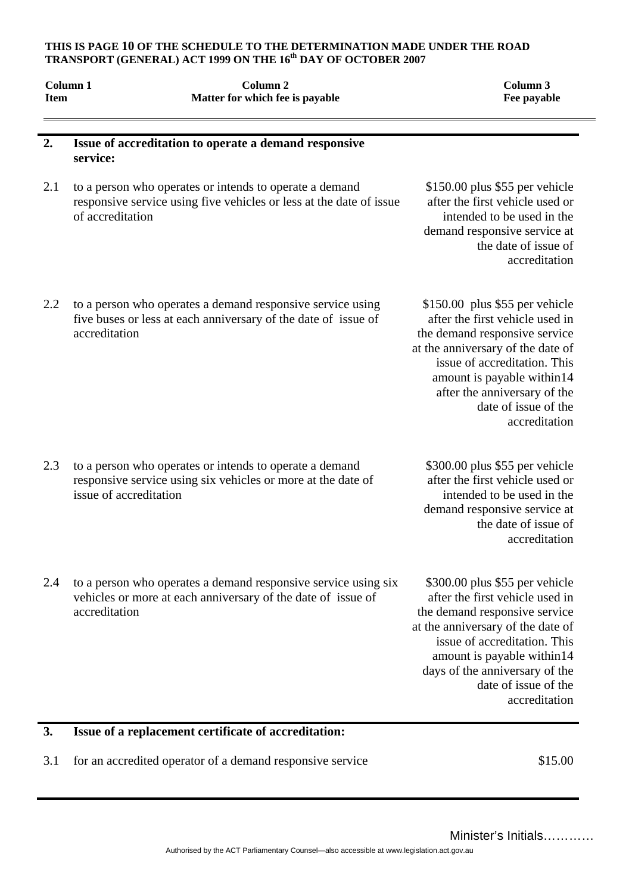**THIS IS PAGE 10 OF THE SCHEDULE TO THE DETERMINATION MADE UNDER THE ROAD TRANSPORT (GENERAL) ACT 1999 ON THE 16th DAY OF OCTOBER 2007**

| Column 1<br>Item | Column 2<br>Matter for which fee is payable | Column 3<br>Fee payable |
|---|---|---|
| **2.** | **Issue of accreditation to operate a demand responsive service:** | |
| 2.1 | to a person who operates or intends to operate a demand responsive service using five vehicles or less at the date of issue of accreditation | $150.00 plus $55 per vehicle after the first vehicle used or intended to be used in the demand responsive service at the date of issue of accreditation |
| 2.2 | to a person who operates a demand responsive service using five buses or less at each anniversary of the date of issue of accreditation | $150.00 plus $55 per vehicle after the first vehicle used in the demand responsive service at the anniversary of the date of issue of accreditation. This amount is payable within14 after the anniversary of the date of issue of the accreditation |
| 2.3 | to a person who operates or intends to operate a demand responsive service using six vehicles or more at the date of issue of accreditation | $300.00 plus $55 per vehicle after the first vehicle used or intended to be used in the demand responsive service at the date of issue of accreditation |
| 2.4 | to a person who operates a demand responsive service using six vehicles or more at each anniversary of the date of issue of accreditation | $300.00 plus $55 per vehicle after the first vehicle used in the demand responsive service at the anniversary of the date of issue of accreditation. This amount is payable within14 days of the anniversary of the date of issue of the accreditation |
| **3.** | **Issue of a replacement certificate of accreditation:** | |
| 3.1 | for an accredited operator of a demand responsive service | $15.00 |

Minister's Initials…………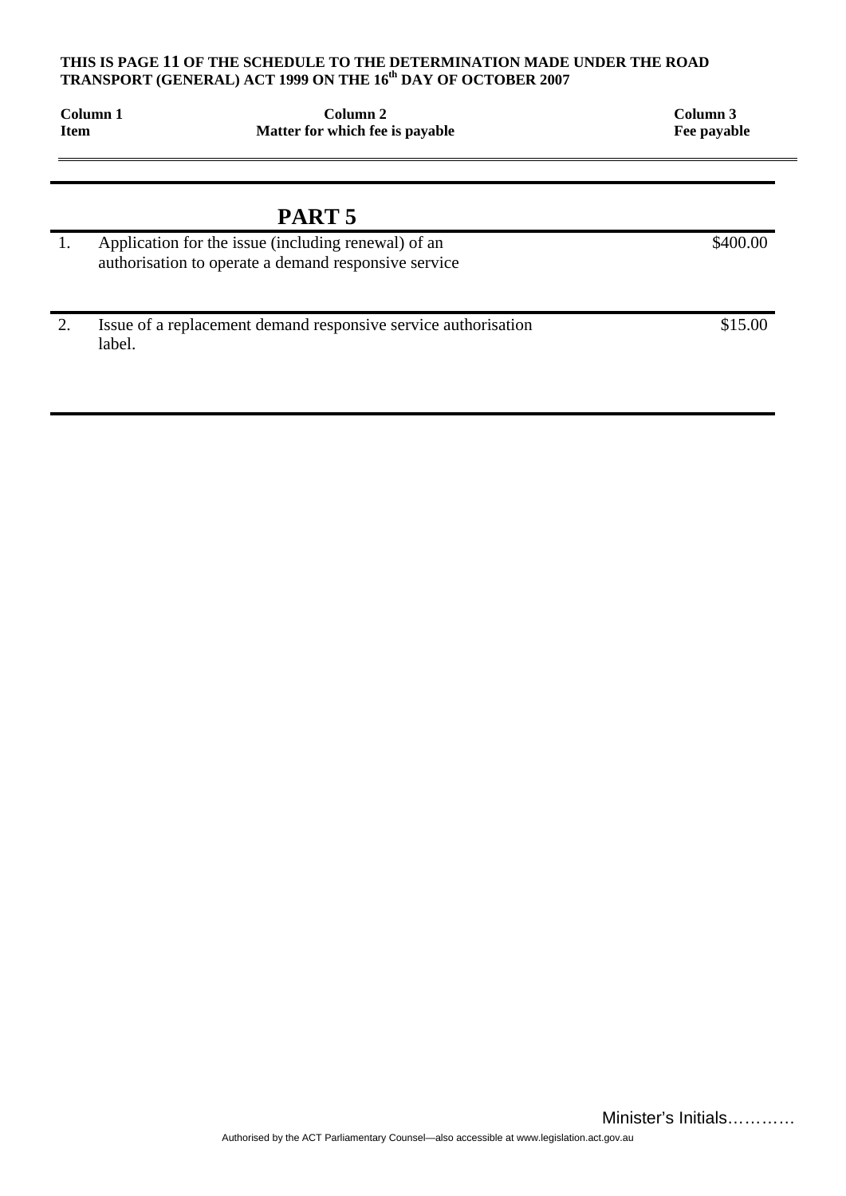**THIS IS PAGE 11 OF THE SCHEDULE TO THE DETERMINATION MADE UNDER THE ROAD TRANSPORT (GENERAL) ACT 1999 ON THE 16th DAY OF OCTOBER 2007**

| Column 1<br>Item | Column 2<br>Matter for which fee is payable | Column 3<br>Fee payable |
|---|---|---|
| | **PART 5** | |
| 1. | Application for the issue (including renewal) of an authorisation to operate a demand responsive service | $400.00 |
| 2. | Issue of a replacement demand responsive service authorisation label. | $15.00 |

Minister's Initials…………

Authorised by the ACT Parliamentary Counsel—also accessible at www.legislation.act.gov.au